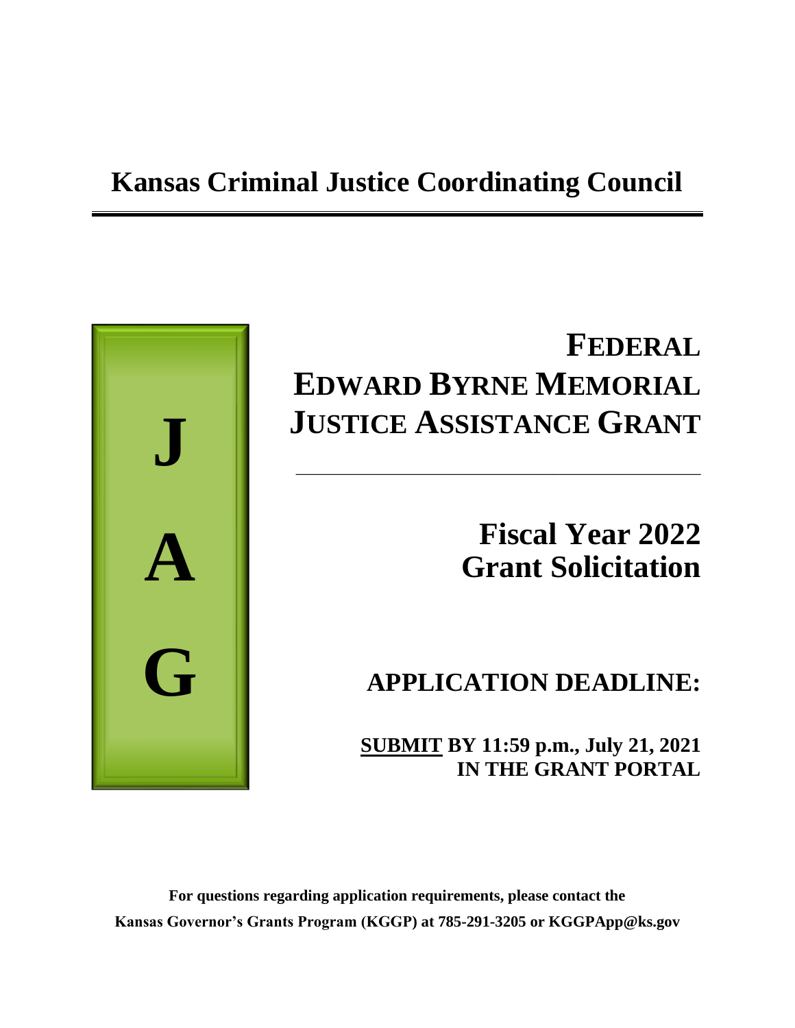# Kansas Criminal Justice Coordinating Council

J
A
G

# FEDERAL EDWARD BYRNE MEMORIAL JUSTICE ASSISTANCE GRANT

---

## Fiscal Year 2022 Grant Solicitation

## APPLICATION DEADLINE:

**SUBMIT BY 11:59 p.m., July 21, 2021 IN THE GRANT PORTAL**

**For questions regarding application requirements, please contact the Kansas Governor's Grants Program (KGGP) at 785-291-3205 or KGGPApp@ks.gov**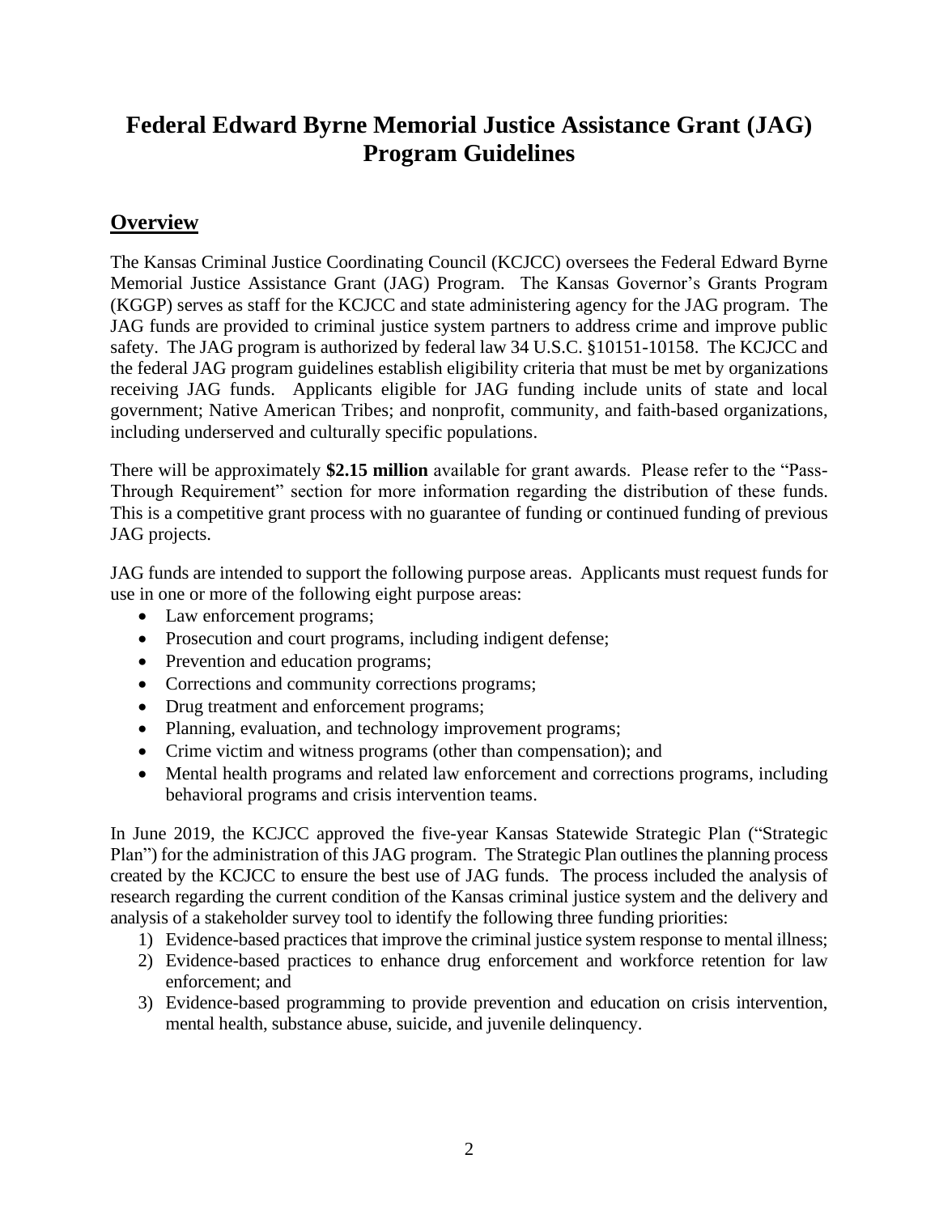# Federal Edward Byrne Memorial Justice Assistance Grant (JAG) Program Guidelines

## Overview

The Kansas Criminal Justice Coordinating Council (KCJCC) oversees the Federal Edward Byrne Memorial Justice Assistance Grant (JAG) Program. The Kansas Governor's Grants Program (KGGP) serves as staff for the KCJCC and state administering agency for the JAG program. The JAG funds are provided to criminal justice system partners to address crime and improve public safety. The JAG program is authorized by federal law 34 U.S.C. §10151-10158. The KCJCC and the federal JAG program guidelines establish eligibility criteria that must be met by organizations receiving JAG funds. Applicants eligible for JAG funding include units of state and local government; Native American Tribes; and nonprofit, community, and faith-based organizations, including underserved and culturally specific populations.

There will be approximately **$2.15 million** available for grant awards. Please refer to the "Pass-Through Requirement" section for more information regarding the distribution of these funds. This is a competitive grant process with no guarantee of funding or continued funding of previous JAG projects.

JAG funds are intended to support the following purpose areas. Applicants must request funds for use in one or more of the following eight purpose areas:

- Law enforcement programs;
- Prosecution and court programs, including indigent defense;
- Prevention and education programs;
- Corrections and community corrections programs;
- Drug treatment and enforcement programs;
- Planning, evaluation, and technology improvement programs;
- Crime victim and witness programs (other than compensation); and
- Mental health programs and related law enforcement and corrections programs, including behavioral programs and crisis intervention teams.

In June 2019, the KCJCC approved the five-year Kansas Statewide Strategic Plan ("Strategic Plan") for the administration of this JAG program. The Strategic Plan outlines the planning process created by the KCJCC to ensure the best use of JAG funds. The process included the analysis of research regarding the current condition of the Kansas criminal justice system and the delivery and analysis of a stakeholder survey tool to identify the following three funding priorities:

1) Evidence-based practices that improve the criminal justice system response to mental illness;
2) Evidence-based practices to enhance drug enforcement and workforce retention for law enforcement; and
3) Evidence-based programming to provide prevention and education on crisis intervention, mental health, substance abuse, suicide, and juvenile delinquency.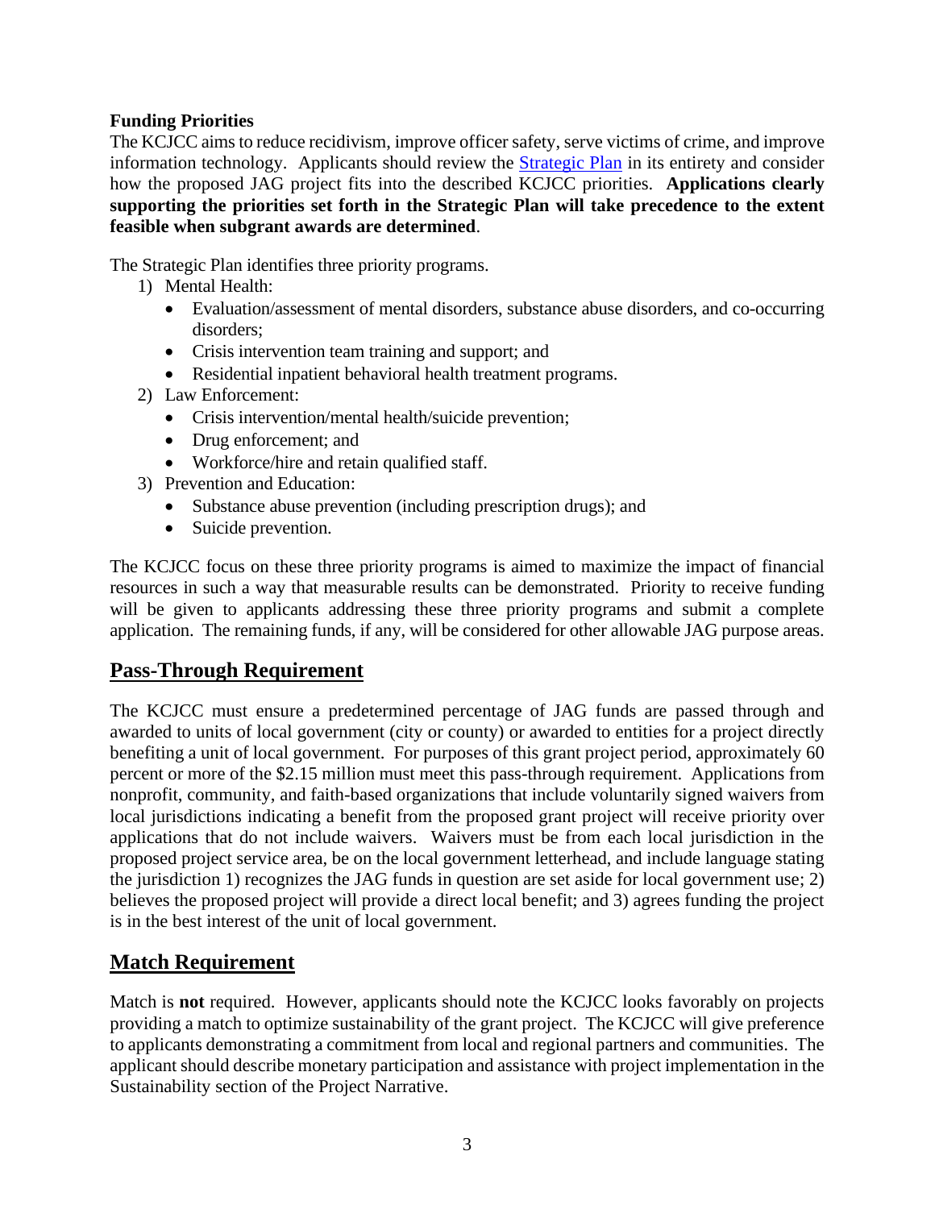**Funding Priorities**

The KCJCC aims to reduce recidivism, improve officer safety, serve victims of crime, and improve information technology. Applicants should review the [Strategic Plan]() in its entirety and consider how the proposed JAG project fits into the described KCJCC priorities. **Applications clearly supporting the priorities set forth in the Strategic Plan will take precedence to the extent feasible when subgrant awards are determined**.

The Strategic Plan identifies three priority programs.

1) Mental Health:
   - Evaluation/assessment of mental disorders, substance abuse disorders, and co-occurring disorders;
   - Crisis intervention team training and support; and
   - Residential inpatient behavioral health treatment programs.
2) Law Enforcement:
   - Crisis intervention/mental health/suicide prevention;
   - Drug enforcement; and
   - Workforce/hire and retain qualified staff.
3) Prevention and Education:
   - Substance abuse prevention (including prescription drugs); and
   - Suicide prevention.

The KCJCC focus on these three priority programs is aimed to maximize the impact of financial resources in such a way that measurable results can be demonstrated. Priority to receive funding will be given to applicants addressing these three priority programs and submit a complete application. The remaining funds, if any, will be considered for other allowable JAG purpose areas.

## Pass-Through Requirement

The KCJCC must ensure a predetermined percentage of JAG funds are passed through and awarded to units of local government (city or county) or awarded to entities for a project directly benefiting a unit of local government. For purposes of this grant project period, approximately 60 percent or more of the $2.15 million must meet this pass-through requirement. Applications from nonprofit, community, and faith-based organizations that include voluntarily signed waivers from local jurisdictions indicating a benefit from the proposed grant project will receive priority over applications that do not include waivers. Waivers must be from each local jurisdiction in the proposed project service area, be on the local government letterhead, and include language stating the jurisdiction 1) recognizes the JAG funds in question are set aside for local government use; 2) believes the proposed project will provide a direct local benefit; and 3) agrees funding the project is in the best interest of the unit of local government.

## Match Requirement

Match is **not** required. However, applicants should note the KCJCC looks favorably on projects providing a match to optimize sustainability of the grant project. The KCJCC will give preference to applicants demonstrating a commitment from local and regional partners and communities. The applicant should describe monetary participation and assistance with project implementation in the Sustainability section of the Project Narrative.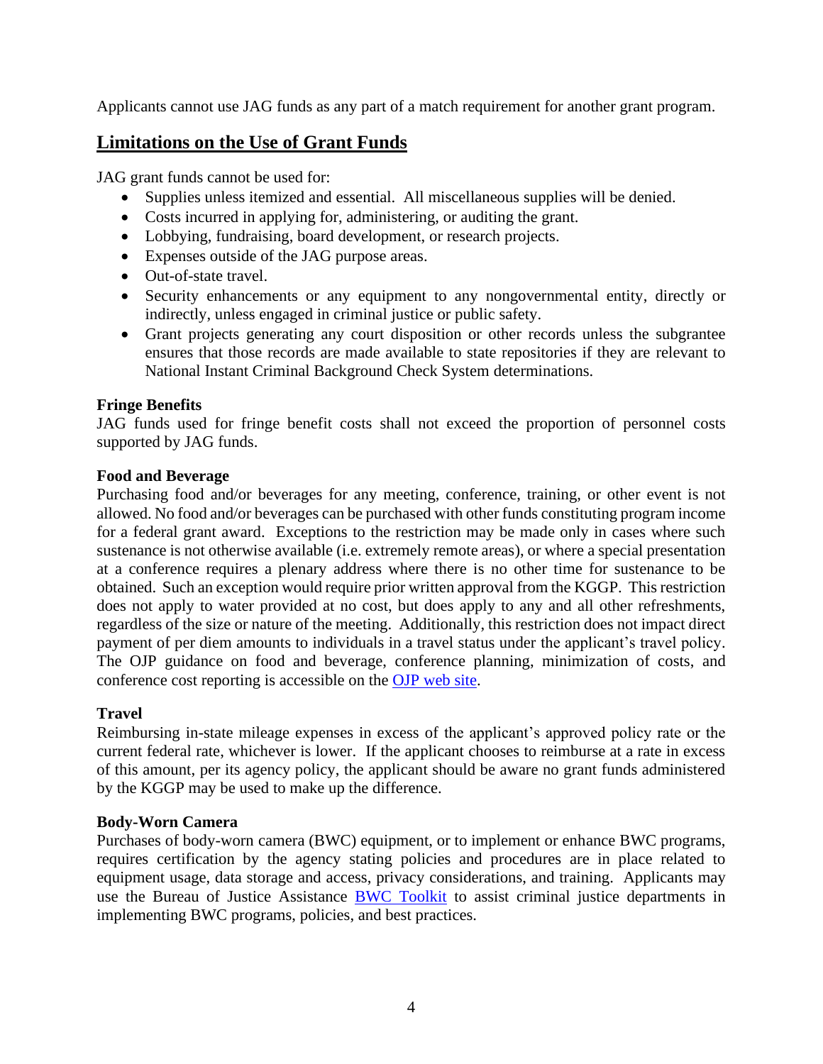Applicants cannot use JAG funds as any part of a match requirement for another grant program.

## Limitations on the Use of Grant Funds

JAG grant funds cannot be used for:

- Supplies unless itemized and essential. All miscellaneous supplies will be denied.
- Costs incurred in applying for, administering, or auditing the grant.
- Lobbying, fundraising, board development, or research projects.
- Expenses outside of the JAG purpose areas.
- Out-of-state travel.
- Security enhancements or any equipment to any nongovernmental entity, directly or indirectly, unless engaged in criminal justice or public safety.
- Grant projects generating any court disposition or other records unless the subgrantee ensures that those records are made available to state repositories if they are relevant to National Instant Criminal Background Check System determinations.

**Fringe Benefits**

JAG funds used for fringe benefit costs shall not exceed the proportion of personnel costs supported by JAG funds.

**Food and Beverage**

Purchasing food and/or beverages for any meeting, conference, training, or other event is not allowed. No food and/or beverages can be purchased with other funds constituting program income for a federal grant award. Exceptions to the restriction may be made only in cases where such sustenance is not otherwise available (i.e. extremely remote areas), or where a special presentation at a conference requires a plenary address where there is no other time for sustenance to be obtained. Such an exception would require prior written approval from the KGGP. This restriction does not apply to water provided at no cost, but does apply to any and all other refreshments, regardless of the size or nature of the meeting. Additionally, this restriction does not impact direct payment of per diem amounts to individuals in a travel status under the applicant's travel policy. The OJP guidance on food and beverage, conference planning, minimization of costs, and conference cost reporting is accessible on the OJP web site.

**Travel**

Reimbursing in-state mileage expenses in excess of the applicant's approved policy rate or the current federal rate, whichever is lower. If the applicant chooses to reimburse at a rate in excess of this amount, per its agency policy, the applicant should be aware no grant funds administered by the KGGP may be used to make up the difference.

**Body-Worn Camera**

Purchases of body-worn camera (BWC) equipment, or to implement or enhance BWC programs, requires certification by the agency stating policies and procedures are in place related to equipment usage, data storage and access, privacy considerations, and training. Applicants may use the Bureau of Justice Assistance BWC Toolkit to assist criminal justice departments in implementing BWC programs, policies, and best practices.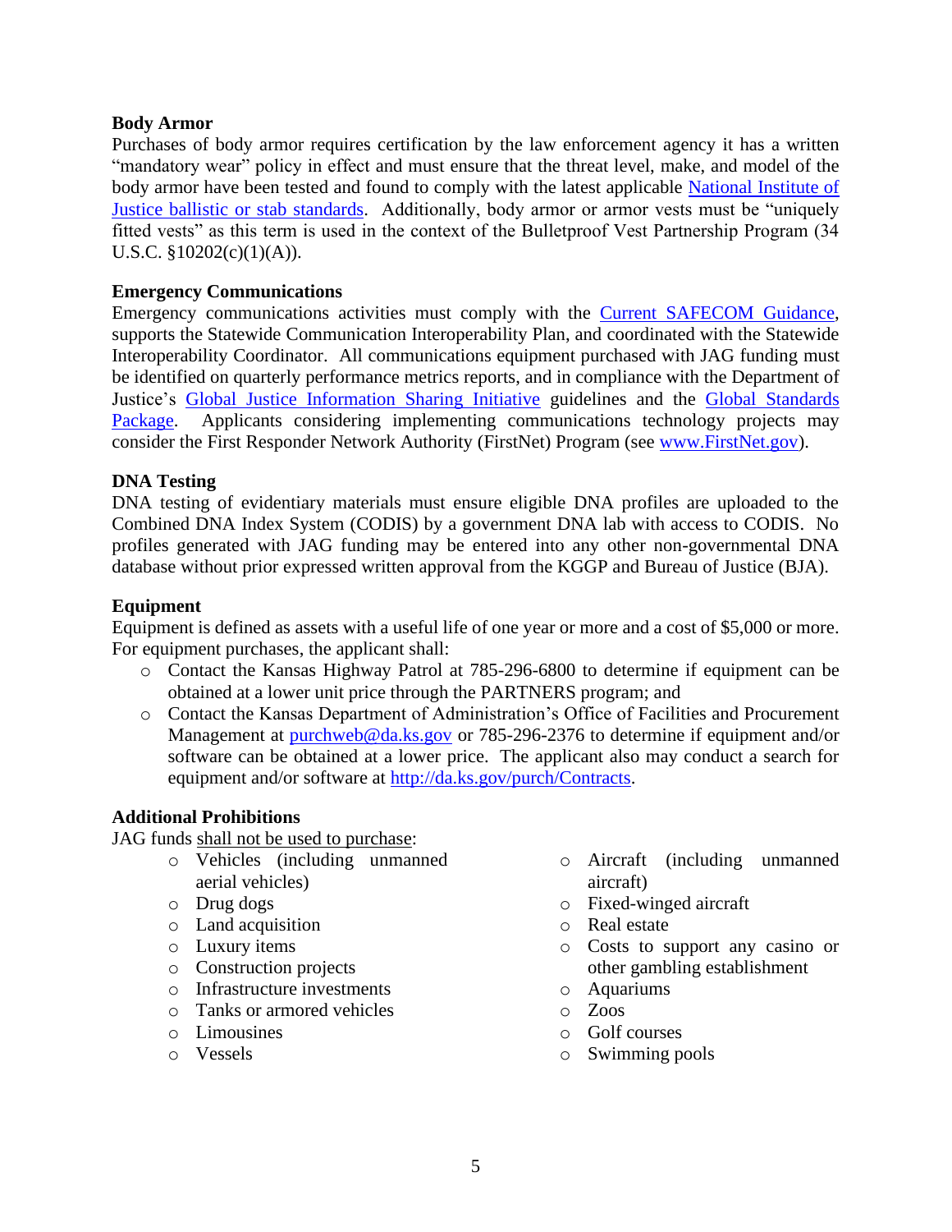**Body Armor**

Purchases of body armor requires certification by the law enforcement agency it has a written "mandatory wear" policy in effect and must ensure that the threat level, make, and model of the body armor have been tested and found to comply with the latest applicable [National Institute of Justice ballistic or stab standards](). Additionally, body armor or armor vests must be "uniquely fitted vests" as this term is used in the context of the Bulletproof Vest Partnership Program (34 U.S.C. §10202(c)(1)(A)).

**Emergency Communications**

Emergency communications activities must comply with the [Current SAFECOM Guidance](), supports the Statewide Communication Interoperability Plan, and coordinated with the Statewide Interoperability Coordinator. All communications equipment purchased with JAG funding must be identified on quarterly performance metrics reports, and in compliance with the Department of Justice's [Global Justice Information Sharing Initiative]() guidelines and the [Global Standards Package](). Applicants considering implementing communications technology projects may consider the First Responder Network Authority (FirstNet) Program (see [www.FirstNet.gov]()).

**DNA Testing**

DNA testing of evidentiary materials must ensure eligible DNA profiles are uploaded to the Combined DNA Index System (CODIS) by a government DNA lab with access to CODIS. No profiles generated with JAG funding may be entered into any other non-governmental DNA database without prior expressed written approval from the KGGP and Bureau of Justice (BJA).

**Equipment**

Equipment is defined as assets with a useful life of one year or more and a cost of $5,000 or more. For equipment purchases, the applicant shall:

- Contact the Kansas Highway Patrol at 785-296-6800 to determine if equipment can be obtained at a lower unit price through the PARTNERS program; and
- Contact the Kansas Department of Administration's Office of Facilities and Procurement Management at [purchweb@da.ks.gov]() or 785-296-2376 to determine if equipment and/or software can be obtained at a lower price. The applicant also may conduct a search for equipment and/or software at [http://da.ks.gov/purch/Contracts]().

**Additional Prohibitions**

JAG funds shall not be used to purchase:

- Vehicles (including unmanned aerial vehicles)
- Drug dogs
- Land acquisition
- Luxury items
- Construction projects
- Infrastructure investments
- Tanks or armored vehicles
- Limousines
- Vessels
- Aircraft (including unmanned aircraft)
- Fixed-winged aircraft
- Real estate
- Costs to support any casino or other gambling establishment
- Aquariums
- Zoos
- Golf courses
- Swimming pools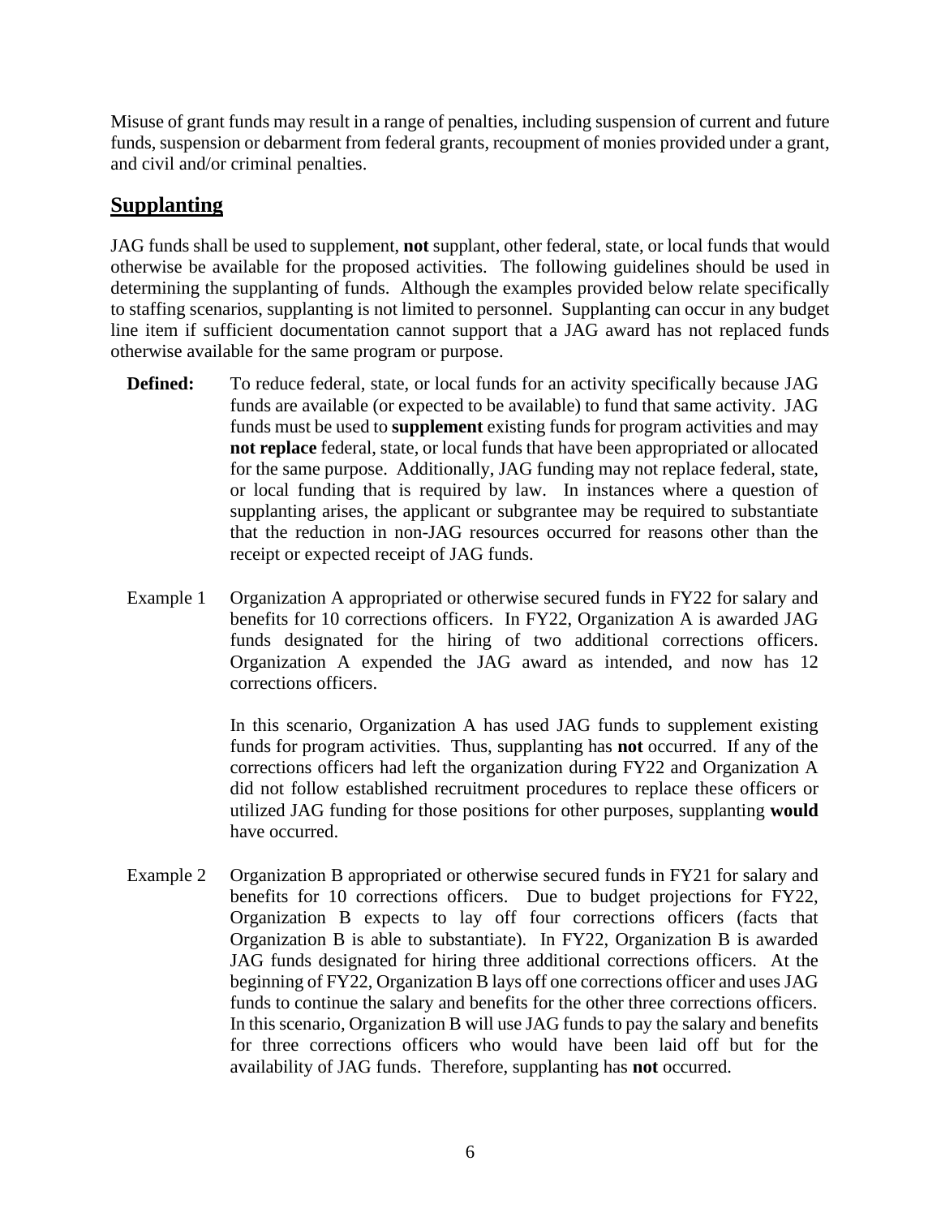Misuse of grant funds may result in a range of penalties, including suspension of current and future funds, suspension or debarment from federal grants, recoupment of monies provided under a grant, and civil and/or criminal penalties.

## Supplanting

JAG funds shall be used to supplement, **not** supplant, other federal, state, or local funds that would otherwise be available for the proposed activities. The following guidelines should be used in determining the supplanting of funds. Although the examples provided below relate specifically to staffing scenarios, supplanting is not limited to personnel. Supplanting can occur in any budget line item if sufficient documentation cannot support that a JAG award has not replaced funds otherwise available for the same program or purpose.

**Defined:** To reduce federal, state, or local funds for an activity specifically because JAG funds are available (or expected to be available) to fund that same activity. JAG funds must be used to **supplement** existing funds for program activities and may **not replace** federal, state, or local funds that have been appropriated or allocated for the same purpose. Additionally, JAG funding may not replace federal, state, or local funding that is required by law. In instances where a question of supplanting arises, the applicant or subgrantee may be required to substantiate that the reduction in non-JAG resources occurred for reasons other than the receipt or expected receipt of JAG funds.

Example 1 Organization A appropriated or otherwise secured funds in FY22 for salary and benefits for 10 corrections officers. In FY22, Organization A is awarded JAG funds designated for the hiring of two additional corrections officers. Organization A expended the JAG award as intended, and now has 12 corrections officers.

In this scenario, Organization A has used JAG funds to supplement existing funds for program activities. Thus, supplanting has **not** occurred. If any of the corrections officers had left the organization during FY22 and Organization A did not follow established recruitment procedures to replace these officers or utilized JAG funding for those positions for other purposes, supplanting **would** have occurred.

Example 2 Organization B appropriated or otherwise secured funds in FY21 for salary and benefits for 10 corrections officers. Due to budget projections for FY22, Organization B expects to lay off four corrections officers (facts that Organization B is able to substantiate). In FY22, Organization B is awarded JAG funds designated for hiring three additional corrections officers. At the beginning of FY22, Organization B lays off one corrections officer and uses JAG funds to continue the salary and benefits for the other three corrections officers. In this scenario, Organization B will use JAG funds to pay the salary and benefits for three corrections officers who would have been laid off but for the availability of JAG funds. Therefore, supplanting has **not** occurred.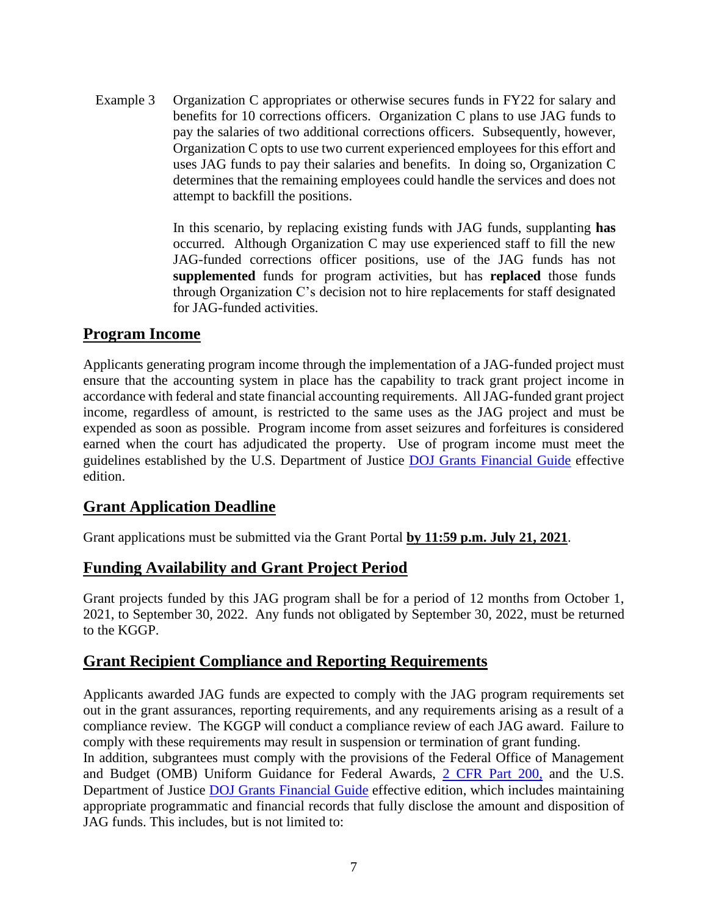Example 3 Organization C appropriates or otherwise secures funds in FY22 for salary and benefits for 10 corrections officers. Organization C plans to use JAG funds to pay the salaries of two additional corrections officers. Subsequently, however, Organization C opts to use two current experienced employees for this effort and uses JAG funds to pay their salaries and benefits. In doing so, Organization C determines that the remaining employees could handle the services and does not attempt to backfill the positions.

In this scenario, by replacing existing funds with JAG funds, supplanting **has** occurred. Although Organization C may use experienced staff to fill the new JAG-funded corrections officer positions, use of the JAG funds has not **supplemented** funds for program activities, but has **replaced** those funds through Organization C's decision not to hire replacements for staff designated for JAG-funded activities.

## Program Income

Applicants generating program income through the implementation of a JAG-funded project must ensure that the accounting system in place has the capability to track grant project income in accordance with federal and state financial accounting requirements. All JAG-funded grant project income, regardless of amount, is restricted to the same uses as the JAG project and must be expended as soon as possible. Program income from asset seizures and forfeitures is considered earned when the court has adjudicated the property. Use of program income must meet the guidelines established by the U.S. Department of Justice DOJ Grants Financial Guide effective edition.

## Grant Application Deadline

Grant applications must be submitted via the Grant Portal **by 11:59 p.m. July 21, 2021**.

## Funding Availability and Grant Project Period

Grant projects funded by this JAG program shall be for a period of 12 months from October 1, 2021, to September 30, 2022. Any funds not obligated by September 30, 2022, must be returned to the KGGP.

## Grant Recipient Compliance and Reporting Requirements

Applicants awarded JAG funds are expected to comply with the JAG program requirements set out in the grant assurances, reporting requirements, and any requirements arising as a result of a compliance review. The KGGP will conduct a compliance review of each JAG award. Failure to comply with these requirements may result in suspension or termination of grant funding.

In addition, subgrantees must comply with the provisions of the Federal Office of Management and Budget (OMB) Uniform Guidance for Federal Awards, 2 CFR Part 200, and the U.S. Department of Justice DOJ Grants Financial Guide effective edition, which includes maintaining appropriate programmatic and financial records that fully disclose the amount and disposition of JAG funds. This includes, but is not limited to: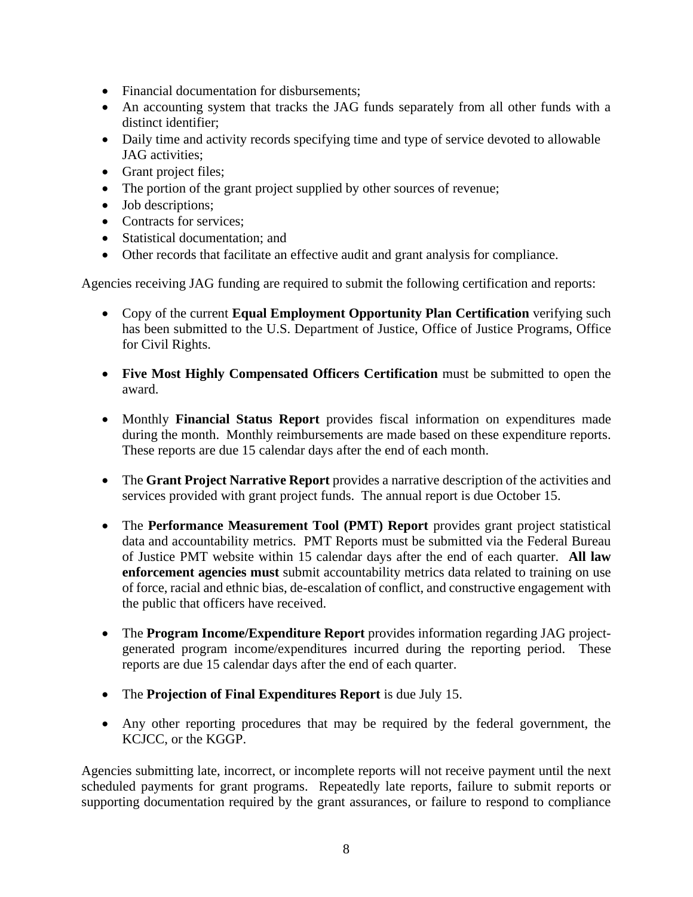- Financial documentation for disbursements;
- An accounting system that tracks the JAG funds separately from all other funds with a distinct identifier;
- Daily time and activity records specifying time and type of service devoted to allowable JAG activities;
- Grant project files;
- The portion of the grant project supplied by other sources of revenue;
- Job descriptions;
- Contracts for services;
- Statistical documentation; and
- Other records that facilitate an effective audit and grant analysis for compliance.

Agencies receiving JAG funding are required to submit the following certification and reports:

- Copy of the current **Equal Employment Opportunity Plan Certification** verifying such has been submitted to the U.S. Department of Justice, Office of Justice Programs, Office for Civil Rights.

- **Five Most Highly Compensated Officers Certification** must be submitted to open the award.

- Monthly **Financial Status Report** provides fiscal information on expenditures made during the month. Monthly reimbursements are made based on these expenditure reports. These reports are due 15 calendar days after the end of each month.

- The **Grant Project Narrative Report** provides a narrative description of the activities and services provided with grant project funds. The annual report is due October 15.

- The **Performance Measurement Tool (PMT) Report** provides grant project statistical data and accountability metrics. PMT Reports must be submitted via the Federal Bureau of Justice PMT website within 15 calendar days after the end of each quarter. **All law enforcement agencies must** submit accountability metrics data related to training on use of force, racial and ethnic bias, de-escalation of conflict, and constructive engagement with the public that officers have received.

- The **Program Income/Expenditure Report** provides information regarding JAG project-generated program income/expenditures incurred during the reporting period. These reports are due 15 calendar days after the end of each quarter.

- The **Projection of Final Expenditures Report** is due July 15.

- Any other reporting procedures that may be required by the federal government, the KCJCC, or the KGGP.

Agencies submitting late, incorrect, or incomplete reports will not receive payment until the next scheduled payments for grant programs. Repeatedly late reports, failure to submit reports or supporting documentation required by the grant assurances, or failure to respond to compliance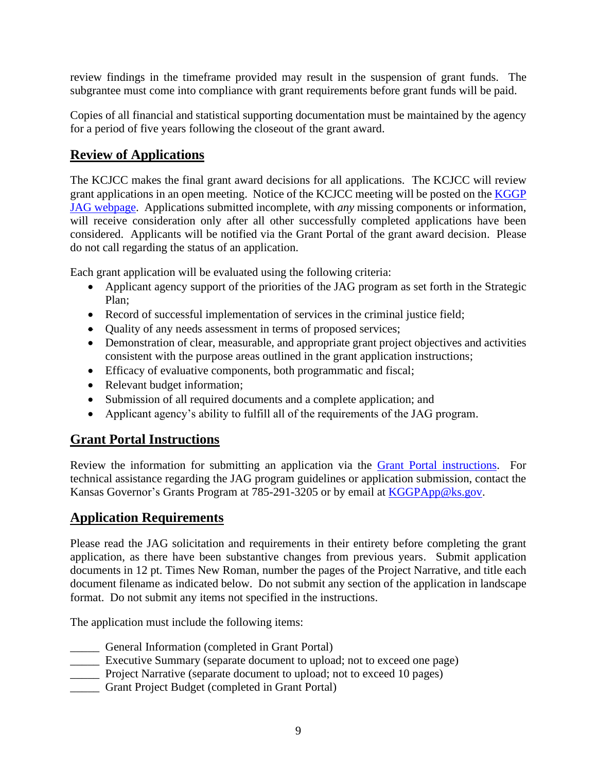review findings in the timeframe provided may result in the suspension of grant funds. The subgrantee must come into compliance with grant requirements before grant funds will be paid.

Copies of all financial and statistical supporting documentation must be maintained by the agency for a period of five years following the closeout of the grant award.

## Review of Applications

The KCJCC makes the final grant award decisions for all applications. The KCJCC will review grant applications in an open meeting. Notice of the KCJCC meeting will be posted on the [KGGP JAG webpage](). Applications submitted incomplete, with *any* missing components or information, will receive consideration only after all other successfully completed applications have been considered. Applicants will be notified via the Grant Portal of the grant award decision. Please do not call regarding the status of an application.

Each grant application will be evaluated using the following criteria:

- Applicant agency support of the priorities of the JAG program as set forth in the Strategic Plan;
- Record of successful implementation of services in the criminal justice field;
- Quality of any needs assessment in terms of proposed services;
- Demonstration of clear, measurable, and appropriate grant project objectives and activities consistent with the purpose areas outlined in the grant application instructions;
- Efficacy of evaluative components, both programmatic and fiscal;
- Relevant budget information;
- Submission of all required documents and a complete application; and
- Applicant agency's ability to fulfill all of the requirements of the JAG program.

## Grant Portal Instructions

Review the information for submitting an application via the [Grant Portal instructions](). For technical assistance regarding the JAG program guidelines or application submission, contact the Kansas Governor's Grants Program at 785-291-3205 or by email at [KGGPApp@ks.gov](mailto:KGGPApp@ks.gov).

## Application Requirements

Please read the JAG solicitation and requirements in their entirety before completing the grant application, as there have been substantive changes from previous years. Submit application documents in 12 pt. Times New Roman, number the pages of the Project Narrative, and title each document filename as indicated below. Do not submit any section of the application in landscape format. Do not submit any items not specified in the instructions.

The application must include the following items:

_____ General Information (completed in Grant Portal)
_____ Executive Summary (separate document to upload; not to exceed one page)
_____ Project Narrative (separate document to upload; not to exceed 10 pages)
_____ Grant Project Budget (completed in Grant Portal)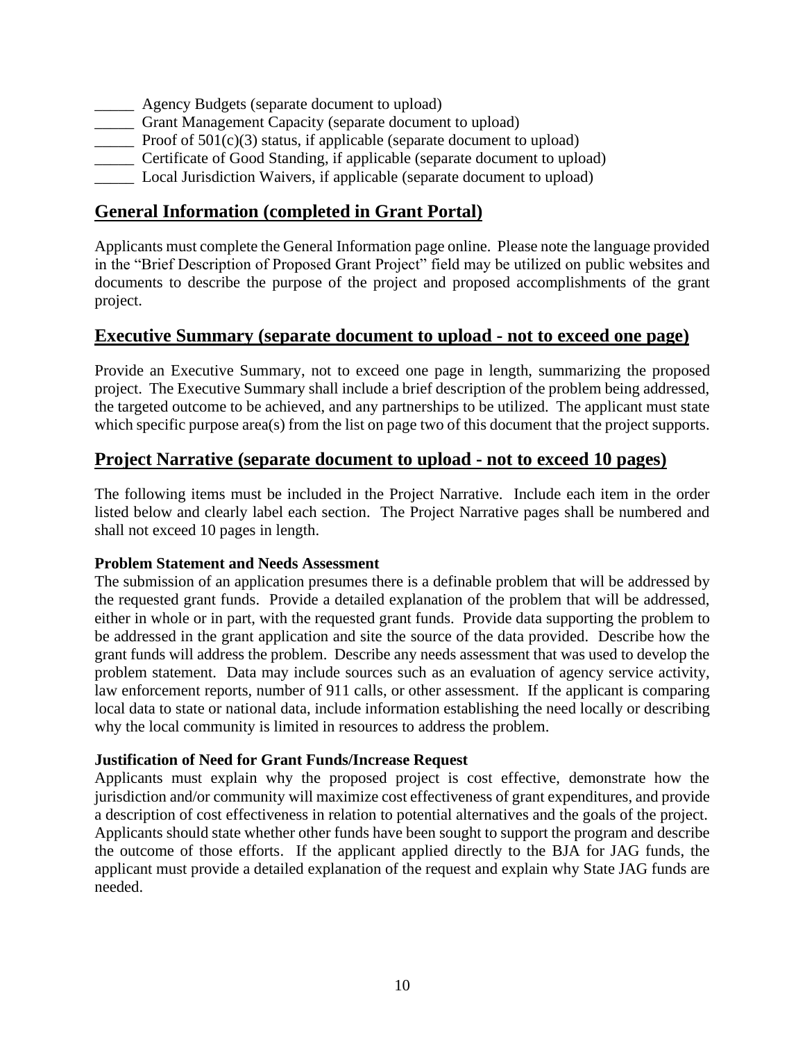_____ Agency Budgets (separate document to upload)
_____ Grant Management Capacity (separate document to upload)
_____ Proof of 501(c)(3) status, if applicable (separate document to upload)
_____ Certificate of Good Standing, if applicable (separate document to upload)
_____ Local Jurisdiction Waivers, if applicable (separate document to upload)

## General Information (completed in Grant Portal)

Applicants must complete the General Information page online. Please note the language provided in the "Brief Description of Proposed Grant Project" field may be utilized on public websites and documents to describe the purpose of the project and proposed accomplishments of the grant project.

## Executive Summary (separate document to upload - not to exceed one page)

Provide an Executive Summary, not to exceed one page in length, summarizing the proposed project. The Executive Summary shall include a brief description of the problem being addressed, the targeted outcome to be achieved, and any partnerships to be utilized. The applicant must state which specific purpose area(s) from the list on page two of this document that the project supports.

## Project Narrative (separate document to upload - not to exceed 10 pages)

The following items must be included in the Project Narrative. Include each item in the order listed below and clearly label each section. The Project Narrative pages shall be numbered and shall not exceed 10 pages in length.

**Problem Statement and Needs Assessment**

The submission of an application presumes there is a definable problem that will be addressed by the requested grant funds. Provide a detailed explanation of the problem that will be addressed, either in whole or in part, with the requested grant funds. Provide data supporting the problem to be addressed in the grant application and site the source of the data provided. Describe how the grant funds will address the problem. Describe any needs assessment that was used to develop the problem statement. Data may include sources such as an evaluation of agency service activity, law enforcement reports, number of 911 calls, or other assessment. If the applicant is comparing local data to state or national data, include information establishing the need locally or describing why the local community is limited in resources to address the problem.

**Justification of Need for Grant Funds/Increase Request**

Applicants must explain why the proposed project is cost effective, demonstrate how the jurisdiction and/or community will maximize cost effectiveness of grant expenditures, and provide a description of cost effectiveness in relation to potential alternatives and the goals of the project. Applicants should state whether other funds have been sought to support the program and describe the outcome of those efforts. If the applicant applied directly to the BJA for JAG funds, the applicant must provide a detailed explanation of the request and explain why State JAG funds are needed.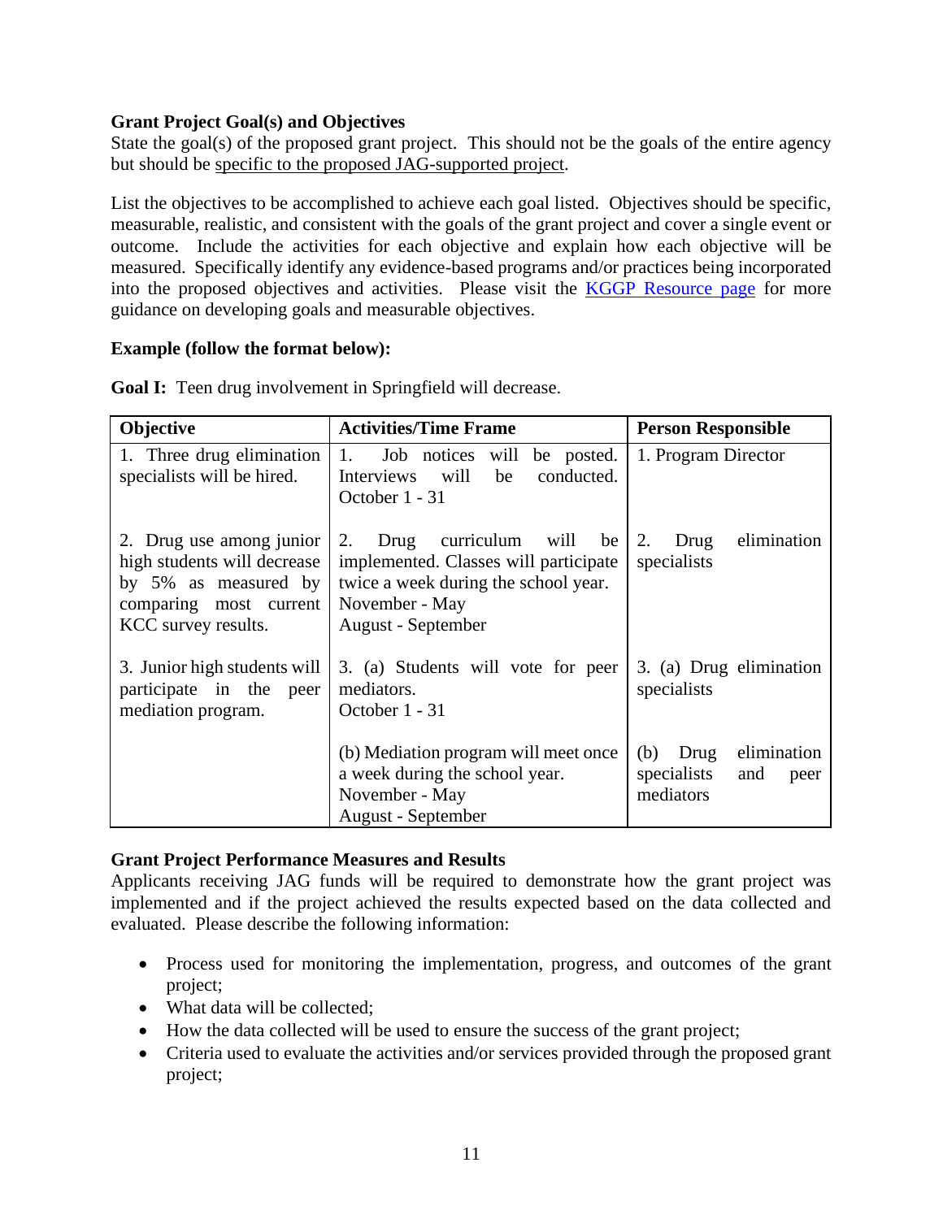**Grant Project Goal(s) and Objectives**

State the goal(s) of the proposed grant project. This should not be the goals of the entire agency but should be specific to the proposed JAG-supported project.

List the objectives to be accomplished to achieve each goal listed. Objectives should be specific, measurable, realistic, and consistent with the goals of the grant project and cover a single event or outcome. Include the activities for each objective and explain how each objective will be measured. Specifically identify any evidence-based programs and/or practices being incorporated into the proposed objectives and activities. Please visit the KGGP Resource page for more guidance on developing goals and measurable objectives.

**Example (follow the format below):**

**Goal I:** Teen drug involvement in Springfield will decrease.

| Objective | Activities/Time Frame | Person Responsible |
|---|---|---|
| 1. Three drug elimination specialists will be hired. | 1. Job notices will be posted. Interviews will be conducted. October 1 - 31 | 1. Program Director |
| 2. Drug use among junior high students will decrease by 5% as measured by comparing most current KCC survey results. | 2. Drug curriculum will be implemented. Classes will participate twice a week during the school year. November - May August - September | 2. Drug elimination specialists |
| 3. Junior high students will participate in the peer mediation program. | 3. (a) Students will vote for peer mediators. October 1 - 31 | 3. (a) Drug elimination specialists |
| | (b) Mediation program will meet once a week during the school year. November - May August - September | (b) Drug elimination specialists and peer mediators |

**Grant Project Performance Measures and Results**

Applicants receiving JAG funds will be required to demonstrate how the grant project was implemented and if the project achieved the results expected based on the data collected and evaluated. Please describe the following information:

- Process used for monitoring the implementation, progress, and outcomes of the grant project;
- What data will be collected;
- How the data collected will be used to ensure the success of the grant project;
- Criteria used to evaluate the activities and/or services provided through the proposed grant project;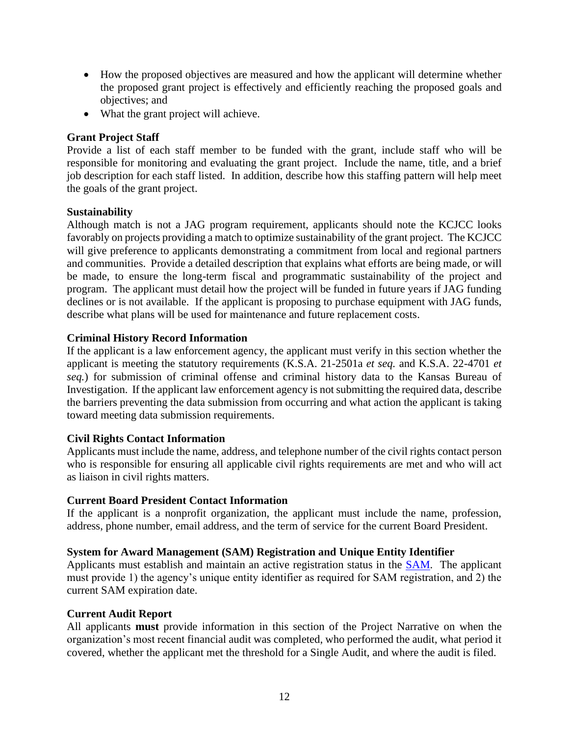- How the proposed objectives are measured and how the applicant will determine whether the proposed grant project is effectively and efficiently reaching the proposed goals and objectives; and
- What the grant project will achieve.

**Grant Project Staff**

Provide a list of each staff member to be funded with the grant, include staff who will be responsible for monitoring and evaluating the grant project. Include the name, title, and a brief job description for each staff listed. In addition, describe how this staffing pattern will help meet the goals of the grant project.

**Sustainability**

Although match is not a JAG program requirement, applicants should note the KCJCC looks favorably on projects providing a match to optimize sustainability of the grant project. The KCJCC will give preference to applicants demonstrating a commitment from local and regional partners and communities. Provide a detailed description that explains what efforts are being made, or will be made, to ensure the long-term fiscal and programmatic sustainability of the project and program. The applicant must detail how the project will be funded in future years if JAG funding declines or is not available. If the applicant is proposing to purchase equipment with JAG funds, describe what plans will be used for maintenance and future replacement costs.

**Criminal History Record Information**

If the applicant is a law enforcement agency, the applicant must verify in this section whether the applicant is meeting the statutory requirements (K.S.A. 21-2501a *et seq.* and K.S.A. 22-4701 *et seq.*) for submission of criminal offense and criminal history data to the Kansas Bureau of Investigation. If the applicant law enforcement agency is not submitting the required data, describe the barriers preventing the data submission from occurring and what action the applicant is taking toward meeting data submission requirements.

**Civil Rights Contact Information**

Applicants must include the name, address, and telephone number of the civil rights contact person who is responsible for ensuring all applicable civil rights requirements are met and who will act as liaison in civil rights matters.

**Current Board President Contact Information**

If the applicant is a nonprofit organization, the applicant must include the name, profession, address, phone number, email address, and the term of service for the current Board President.

**System for Award Management (SAM) Registration and Unique Entity Identifier**

Applicants must establish and maintain an active registration status in the SAM. The applicant must provide 1) the agency's unique entity identifier as required for SAM registration, and 2) the current SAM expiration date.

**Current Audit Report**

All applicants **must** provide information in this section of the Project Narrative on when the organization's most recent financial audit was completed, who performed the audit, what period it covered, whether the applicant met the threshold for a Single Audit, and where the audit is filed.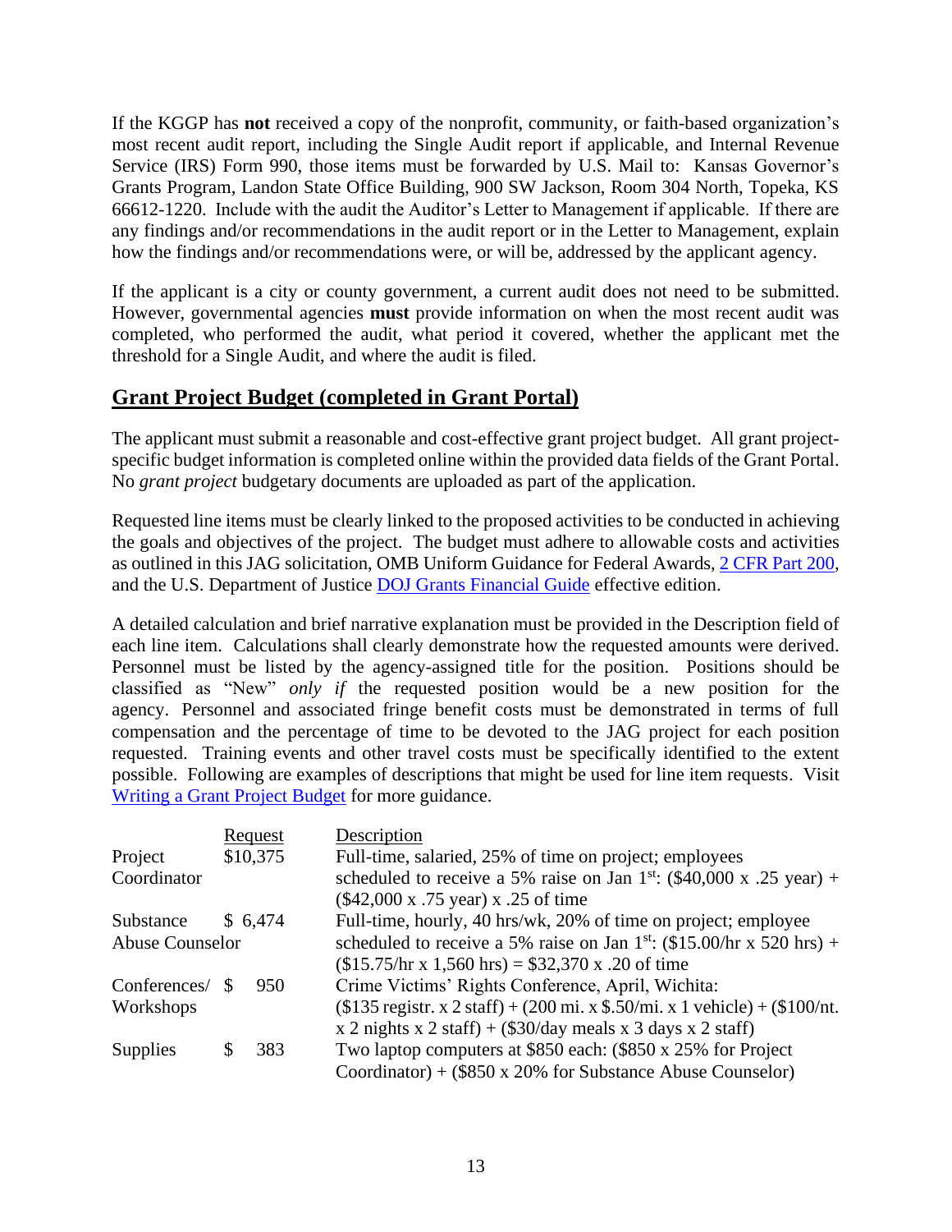If the KGGP has **not** received a copy of the nonprofit, community, or faith-based organization's most recent audit report, including the Single Audit report if applicable, and Internal Revenue Service (IRS) Form 990, those items must be forwarded by U.S. Mail to: Kansas Governor's Grants Program, Landon State Office Building, 900 SW Jackson, Room 304 North, Topeka, KS 66612-1220. Include with the audit the Auditor's Letter to Management if applicable. If there are any findings and/or recommendations in the audit report or in the Letter to Management, explain how the findings and/or recommendations were, or will be, addressed by the applicant agency.

If the applicant is a city or county government, a current audit does not need to be submitted. However, governmental agencies **must** provide information on when the most recent audit was completed, who performed the audit, what period it covered, whether the applicant met the threshold for a Single Audit, and where the audit is filed.

## Grant Project Budget (completed in Grant Portal)

The applicant must submit a reasonable and cost-effective grant project budget. All grant project-specific budget information is completed online within the provided data fields of the Grant Portal. No *grant project* budgetary documents are uploaded as part of the application.

Requested line items must be clearly linked to the proposed activities to be conducted in achieving the goals and objectives of the project. The budget must adhere to allowable costs and activities as outlined in this JAG solicitation, OMB Uniform Guidance for Federal Awards, [2 CFR Part 200](), and the U.S. Department of Justice [DOJ Grants Financial Guide]() effective edition.

A detailed calculation and brief narrative explanation must be provided in the Description field of each line item. Calculations shall clearly demonstrate how the requested amounts were derived. Personnel must be listed by the agency-assigned title for the position. Positions should be classified as "New" *only if* the requested position would be a new position for the agency. Personnel and associated fringe benefit costs must be demonstrated in terms of full compensation and the percentage of time to be devoted to the JAG project for each position requested. Training events and other travel costs must be specifically identified to the extent possible. Following are examples of descriptions that might be used for line item requests. Visit [Writing a Grant Project Budget]() for more guidance.

| | Request | Description |
|---|---|---|
| Project Coordinator | $10,375 | Full-time, salaried, 25% of time on project; employees scheduled to receive a 5% raise on Jan 1st: ($40,000 x .25 year) + ($42,000 x .75 year) x .25 of time |
| Substance Abuse Counselor | $ 6,474 | Full-time, hourly, 40 hrs/wk, 20% of time on project; employee scheduled to receive a 5% raise on Jan 1st: ($15.00/hr x 520 hrs) + ($15.75/hr x 1,560 hrs) = $32,370 x .20 of time |
| Conferences/ Workshops | $ 950 | Crime Victims' Rights Conference, April, Wichita: ($135 registr. x 2 staff) + (200 mi. x $.50/mi. x 1 vehicle) + ($100/nt. x 2 nights x 2 staff) + ($30/day meals x 3 days x 2 staff) |
| Supplies | $ 383 | Two laptop computers at $850 each: ($850 x 25% for Project Coordinator) + ($850 x 20% for Substance Abuse Counselor) |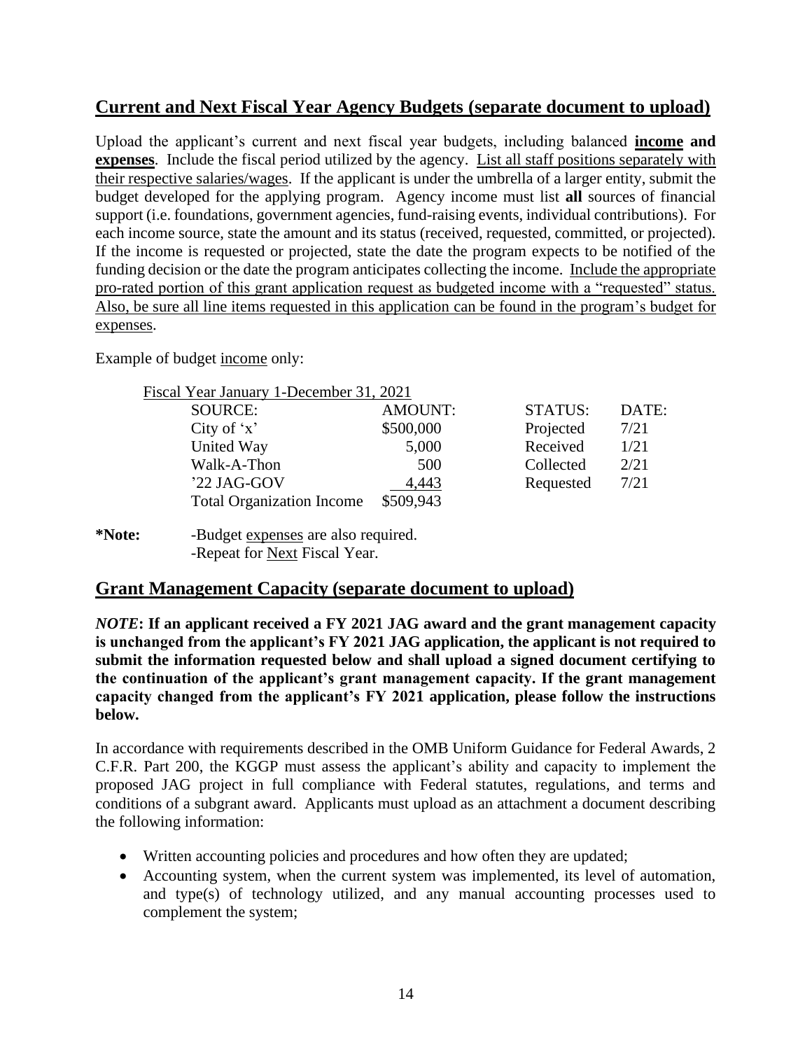## Current and Next Fiscal Year Agency Budgets (separate document to upload)

Upload the applicant's current and next fiscal year budgets, including balanced **income and expenses**. Include the fiscal period utilized by the agency. List all staff positions separately with their respective salaries/wages. If the applicant is under the umbrella of a larger entity, submit the budget developed for the applying program. Agency income must list **all** sources of financial support (i.e. foundations, government agencies, fund-raising events, individual contributions). For each income source, state the amount and its status (received, requested, committed, or projected). If the income is requested or projected, state the date the program expects to be notified of the funding decision or the date the program anticipates collecting the income. Include the appropriate pro-rated portion of this grant application request as budgeted income with a "requested" status. Also, be sure all line items requested in this application can be found in the program's budget for expenses.

Example of budget income only:

Fiscal Year January 1-December 31, 2021

| SOURCE: | AMOUNT: | STATUS: | DATE: |
|---|---|---|---|
| City of 'x' | \$500,000 | Projected | 7/21 |
| United Way | 5,000 | Received | 1/21 |
| Walk-A-Thon | 500 | Collected | 2/21 |
| '22 JAG-GOV | 4,443 | Requested | 7/21 |
| Total Organization Income | \$509,943 | | |

**\*Note:** -Budget expenses are also required.
-Repeat for Next Fiscal Year.

## Grant Management Capacity (separate document to upload)

***NOTE*: If an applicant received a FY 2021 JAG award and the grant management capacity is unchanged from the applicant's FY 2021 JAG application, the applicant is not required to submit the information requested below and shall upload a signed document certifying to the continuation of the applicant's grant management capacity. If the grant management capacity changed from the applicant's FY 2021 application, please follow the instructions below.**

In accordance with requirements described in the OMB Uniform Guidance for Federal Awards, 2 C.F.R. Part 200, the KGGP must assess the applicant's ability and capacity to implement the proposed JAG project in full compliance with Federal statutes, regulations, and terms and conditions of a subgrant award. Applicants must upload as an attachment a document describing the following information:

- Written accounting policies and procedures and how often they are updated;
- Accounting system, when the current system was implemented, its level of automation, and type(s) of technology utilized, and any manual accounting processes used to complement the system;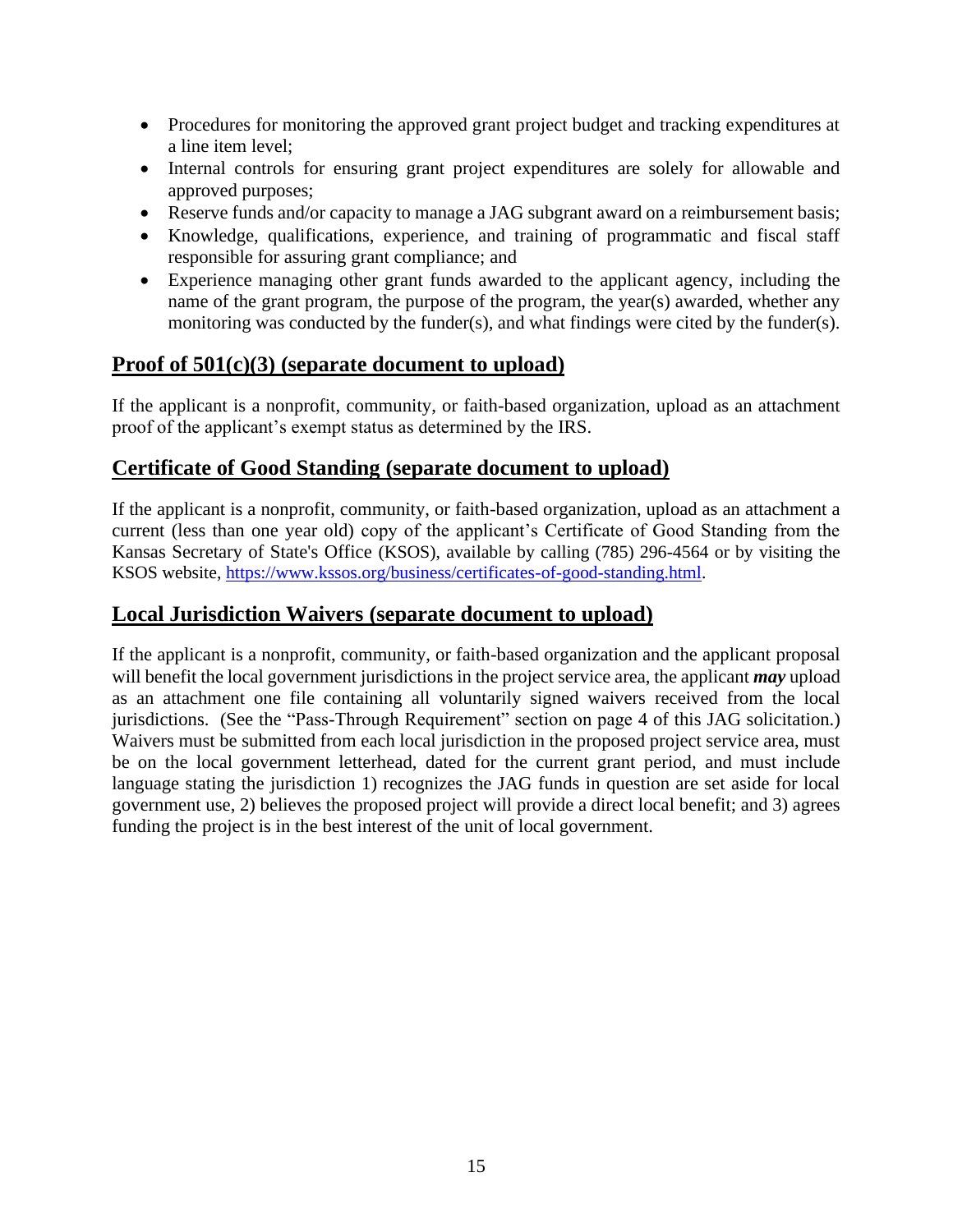- Procedures for monitoring the approved grant project budget and tracking expenditures at a line item level;
- Internal controls for ensuring grant project expenditures are solely for allowable and approved purposes;
- Reserve funds and/or capacity to manage a JAG subgrant award on a reimbursement basis;
- Knowledge, qualifications, experience, and training of programmatic and fiscal staff responsible for assuring grant compliance; and
- Experience managing other grant funds awarded to the applicant agency, including the name of the grant program, the purpose of the program, the year(s) awarded, whether any monitoring was conducted by the funder(s), and what findings were cited by the funder(s).

## Proof of 501(c)(3) (separate document to upload)

If the applicant is a nonprofit, community, or faith-based organization, upload as an attachment proof of the applicant's exempt status as determined by the IRS.

## Certificate of Good Standing (separate document to upload)

If the applicant is a nonprofit, community, or faith-based organization, upload as an attachment a current (less than one year old) copy of the applicant's Certificate of Good Standing from the Kansas Secretary of State's Office (KSOS), available by calling (785) 296-4564 or by visiting the KSOS website, https://www.kssos.org/business/certificates-of-good-standing.html.

## Local Jurisdiction Waivers (separate document to upload)

If the applicant is a nonprofit, community, or faith-based organization and the applicant proposal will benefit the local government jurisdictions in the project service area, the applicant ***may*** upload as an attachment one file containing all voluntarily signed waivers received from the local jurisdictions. (See the "Pass-Through Requirement" section on page 4 of this JAG solicitation.) Waivers must be submitted from each local jurisdiction in the proposed project service area, must be on the local government letterhead, dated for the current grant period, and must include language stating the jurisdiction 1) recognizes the JAG funds in question are set aside for local government use, 2) believes the proposed project will provide a direct local benefit; and 3) agrees funding the project is in the best interest of the unit of local government.